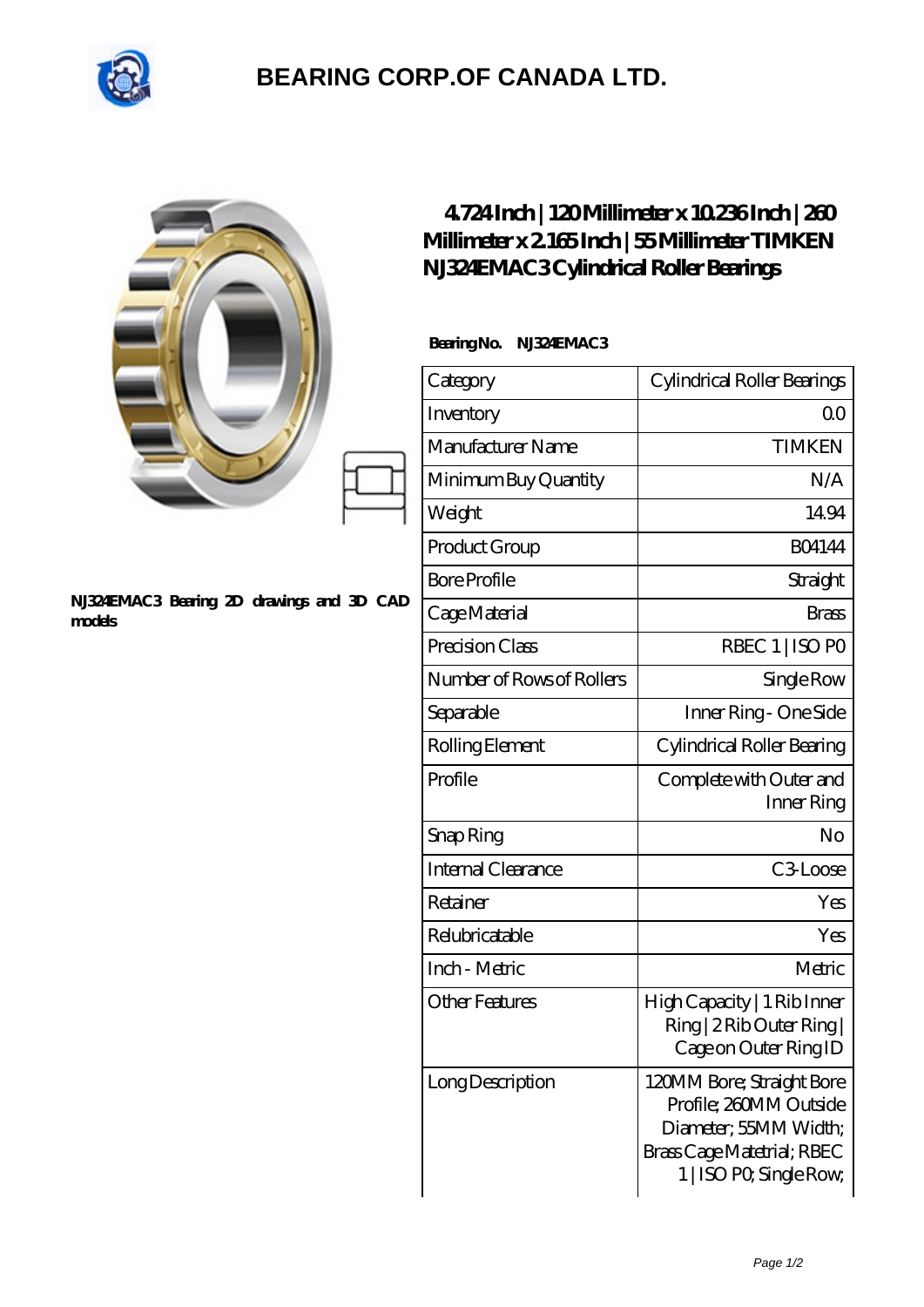# BEARING CORP.OF CANADA LTD.

NJ324EMAC3 Bearing 2D drawings and 3D CAD models

## 4.724 Inch | 120 Millimeter x 10.236 Inch | 260 Millimeter x 2.165 Inch | 55 Millimeter TIMKEN NJ324EMAC3 Cylindrical Roller Bearings

**Bearing No.** NJ324EMAC3

| | |
|---|---|
| Category | Cylindrical Roller Bearings |
| Inventory | 0.0 |
| Manufacturer Name | TIMKEN |
| Minimum Buy Quantity | N/A |
| Weight | 14.94 |
| Product Group | B04144 |
| Bore Profile | Straight |
| Cage Material | Brass |
| Precision Class | RBEC 1 \| ISO P0 |
| Number of Rows of Rollers | Single Row |
| Separable | Inner Ring - One Side |
| Rolling Element | Cylindrical Roller Bearing |
| Profile | Complete with Outer and Inner Ring |
| Snap Ring | No |
| Internal Clearance | C3-Loose |
| Retainer | Yes |
| Relubricatable | Yes |
| Inch - Metric | Metric |
| Other Features | High Capacity \| 1 Rib Inner Ring \| 2 Rib Outer Ring \| Cage on Outer Ring ID |
| Long Description | 120MM Bore; Straight Bore Profile; 260MM Outside Diameter; 55MM Width; Brass Cage Matetrial; RBEC 1 \| ISO P0; Single Row; |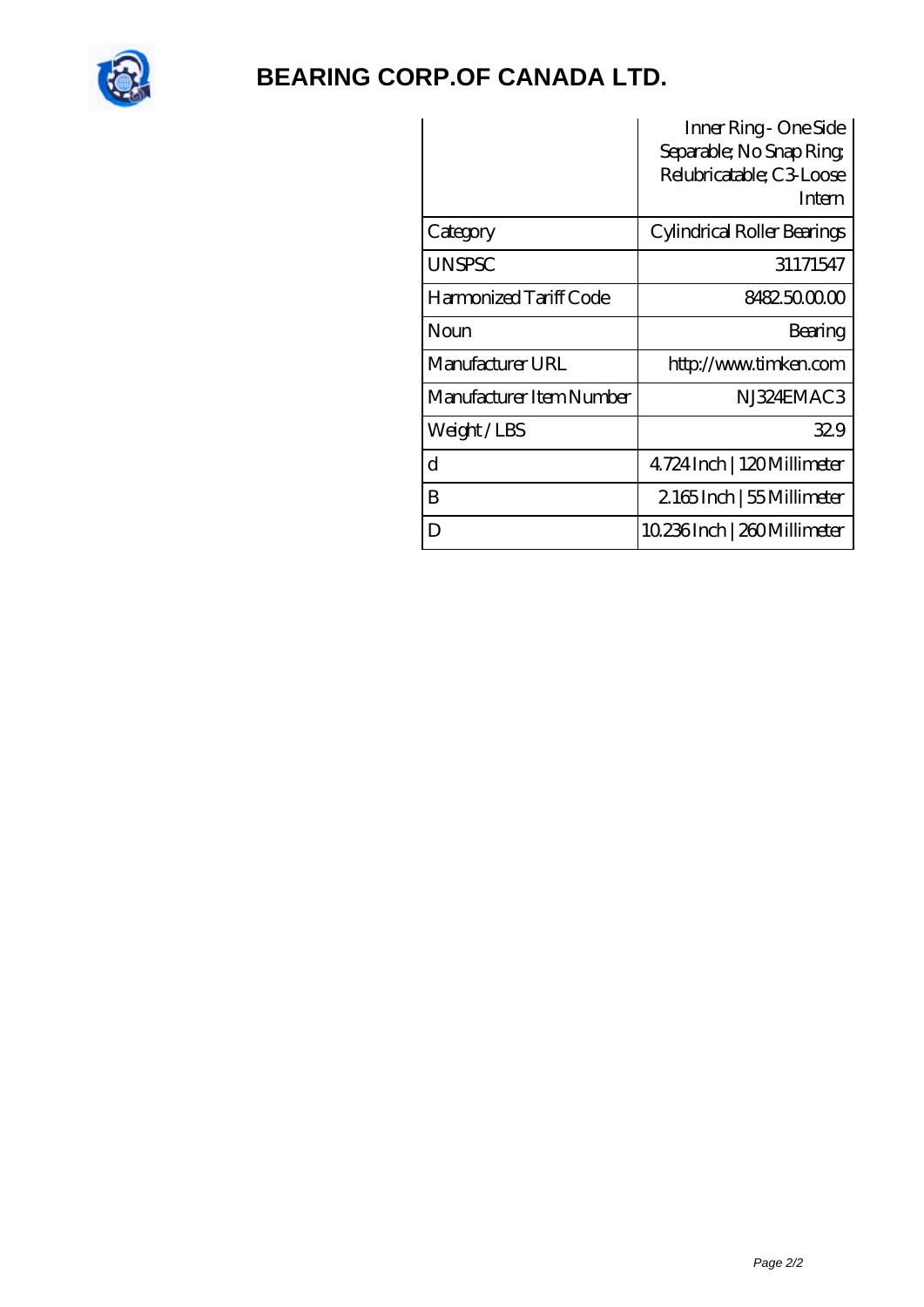# BEARING CORP.OF CANADA LTD.

| | |
|---|---|
| | Inner Ring - One Side Separable; No Snap Ring; Relubricatable; C3-Loose Intern |
| Category | Cylindrical Roller Bearings |
| UNSPSC | 31171547 |
| Harmonized Tariff Code | 8482.50.00.00 |
| Noun | Bearing |
| Manufacturer URL | http://www.timken.com |
| Manufacturer Item Number | NJ324EMAC3 |
| Weight / LBS | 32.9 |
| d | 4.724 Inch \| 120 Millimeter |
| B | 2.165 Inch \| 55 Millimeter |
| D | 10.236 Inch \| 260 Millimeter |